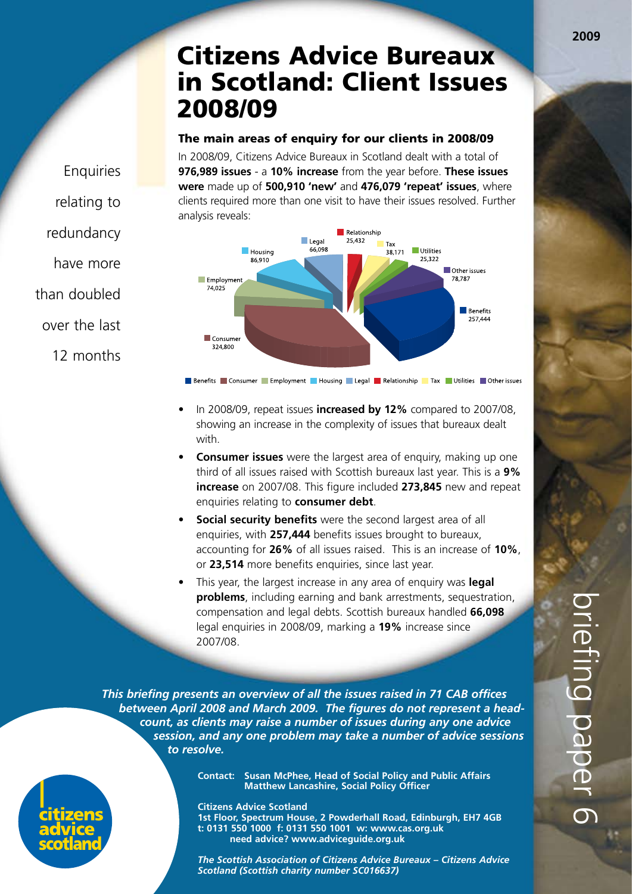# Citizens Advice Bureaux in Scotland: Client Issues 2008/09

Enquiries relating to redundancy have more than doubled over the last 12 months

### The main areas of enquiry for our clients in 2008/09

In 2008/09, Citizens Advice Bureaux in Scotland dealt with a total of **976,989 issues** - a **10% increase** from the year before. **These issues were** made up of **500,910 'new'** and **476,079 'repeat' issues**, where clients required more than one visit to have their issues resolved. Further analysis reveals:

| Area | Issues |
|---|---|
| Benefits | 257,444 |
| Consumer | 324,800 |
| Employment | 74,025 |
| Housing | 86,910 |
| Legal | 66,098 |
| Relationship | 25,432 |
| Tax | 38,171 |
| Utilities | 25,322 |
| Other issues | 78,787 |

- In 2008/09, repeat issues **increased by 12%** compared to 2007/08, showing an increase in the complexity of issues that bureaux dealt with.
- **Consumer issues** were the largest area of enquiry, making up one third of all issues raised with Scottish bureaux last year. This is a **9% increase** on 2007/08. This figure included **273,845** new and repeat enquiries relating to **consumer debt**.
- **Social security benefits** were the second largest area of all enquiries, with **257,444** benefits issues brought to bureaux, accounting for **26%** of all issues raised. This is an increase of **10%**, or **23,514** more benefits enquiries, since last year.
- This year, the largest increase in any area of enquiry was **legal problems**, including earning and bank arrestments, sequestration, compensation and legal debts. Scottish bureaux handled **66,098** legal enquiries in 2008/09, marking a **19%** increase since 2007/08.

***This briefing presents an overview of all the issues raised in 71 CAB offices between April 2008 and March 2009. The figures do not represent a head-count, as clients may raise a number of issues during any one advice session, and any one problem may take a number of advice sessions to resolve.***

**Contact: Susan McPhee, Head of Social Policy and Public Affairs**
**Matthew Lancashire, Social Policy Officer**

**Citizens Advice Scotland**
**1st Floor, Spectrum House, 2 Powderhall Road, Edinburgh, EH7 4GB**
**t: 0131 550 1000 f: 0131 550 1001 w: www.cas.org.uk**
**need advice? www.adviceguide.org.uk**

***The Scottish Association of Citizens Advice Bureaux – Citizens Advice Scotland (Scottish charity number SC016637)***

citizens advice scotland

2009

briefing paper 6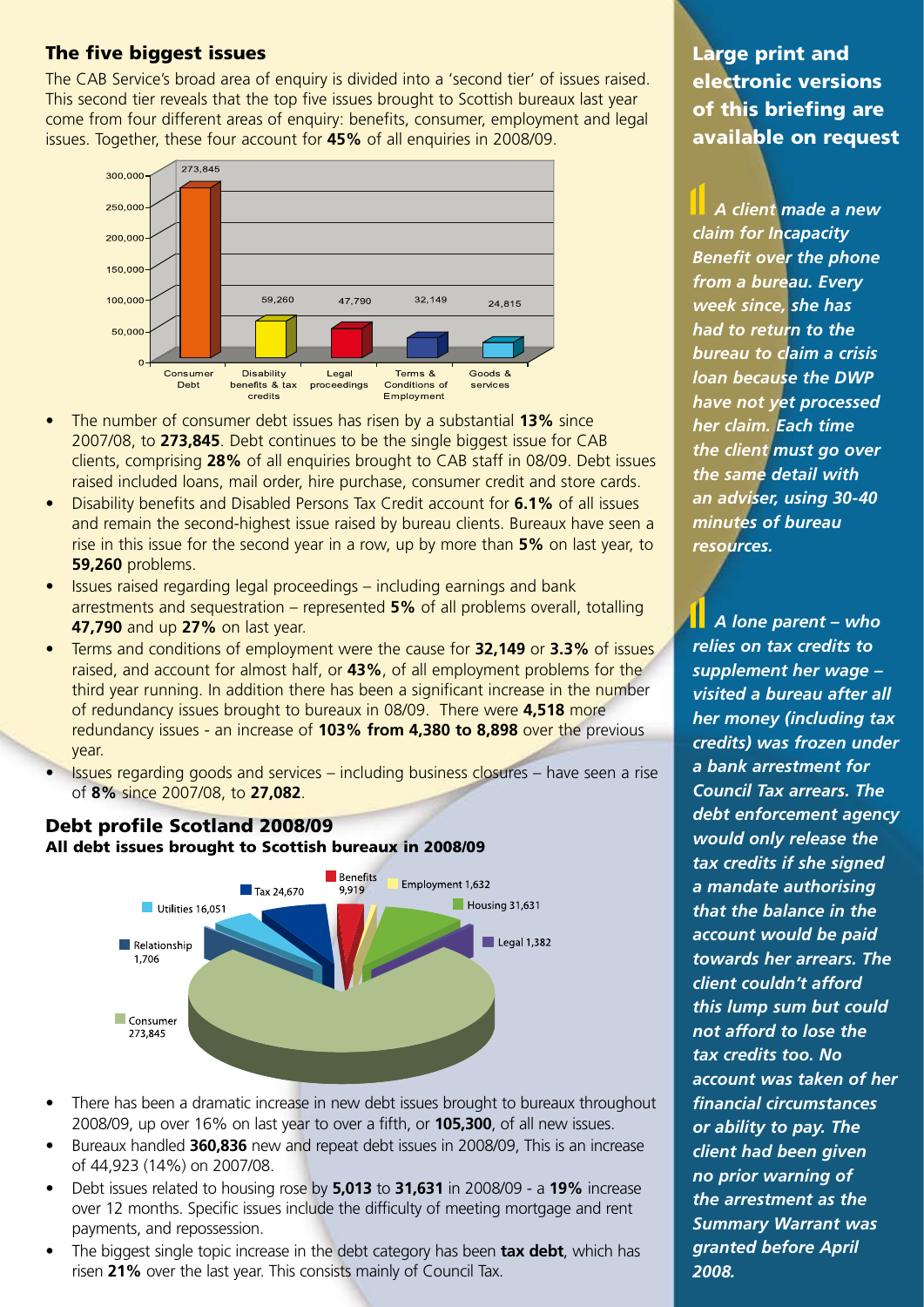## The five biggest issues

The CAB Service's broad array of enquiry is divided into a 'second tier' of issues raised. This second tier reveals that the top five issues brought to Scottish bureaux last year come from four different areas of enquiry: benefits, consumer, employment and legal issues. Together, these four account for **45%** of all enquiries in 2008/09.

300,000
250,000
200,000
150,000
100,000
50,000
0

273,845
59,260
47,790
32,149
24,815

Consumer Debt
Disability benefits & tax credits
Legal proceedings
Terms & Conditions of Employment
Goods & services

- The number of consumer debt issues has risen by a substantial **13%** since 2007/08, to **273,845**. Debt continues to be the single biggest issue for CAB clients, comprising **28%** of all enquiries brought to CAB staff in 08/09. Debt issues raised included loans, mail order, hire purchase, consumer credit and store cards.
- Disability benefits and Disabled Persons Tax Credit account for **6.1%** of all issues and remain the second-highest issue raised by bureau clients. Bureaux have seen a rise in this issue for the second year in a row, up by more than **5%** on last year, to **59,260** problems.
- Issues raised regarding legal proceedings – including earnings and bank arrestments and sequestration – represented **5%** of all problems overall, totalling **47,790** and up **27%** on last year.
- Terms and conditions of employment were the cause for **32,149** or **3.3%** of issues raised, and account for almost half, or **43%**, of all employment problems for the third year running. In addition there has been a significant increase in the number of redundancy issues brought to bureaux in 08/09. There were **4,518** more redundancy issues - an increase of **103% from 4,380 to 8,898** over the previous year.
- Issues regarding goods and services – including business closures – have seen a rise of **8%** since 2007/08, to **27,082**.

## Debt profile Scotland 2008/09

### All debt issues brought to Scottish bureaux in 2008/09

Benefits 9,919
Employment 1,632
Housing 31,631
Legal 1,382
Tax 24,670
Utilities 16,051
Relationship 1,706
Consumer 273,845

- There has been a dramatic increase in new debt issues brought to bureaux throughout 2008/09, up over 16% on last year to over a fifth, or **105,300**, of all new issues.
- Bureaux handled **360,836** new and repeat debt issues in 2008/09, This is an increase of 44,923 (14%) on 2007/08.
- Debt issues related to housing rose by **5,013** to **31,631** in 2008/09 - a **19%** increase over 12 months. Specific issues include the difficulty of meeting mortgage and rent payments, and repossession.
- The biggest single topic increase in the debt category has been **tax debt**, which has risen **21%** over the last year. This consists mainly of Council Tax.

**Large print and electronic versions of this briefing are available on request**

***A client made a new claim for Incapacity Benefit over the phone from a bureau. Every week since, she has had to return to the bureau to claim a crisis loan because the DWP have not yet processed her claim. Each time the client must go over the same detail with an adviser, using 30-40 minutes of bureau resources.***

***A lone parent – who relies on tax credits to supplement her wage – visited a bureau after all her money (including tax credits) was frozen under a bank arrestment for Council Tax arrears. The debt enforcement agency would only release the tax credits if she signed a mandate authorising that the balance in the account would be paid towards her arrears. The client couldn't afford this lump sum but could not afford to lose the tax credits too. No account was taken of her financial circumstances or ability to pay. The client had been given no prior warning of the arrestment as the Summary Warrant was granted before April 2008.***